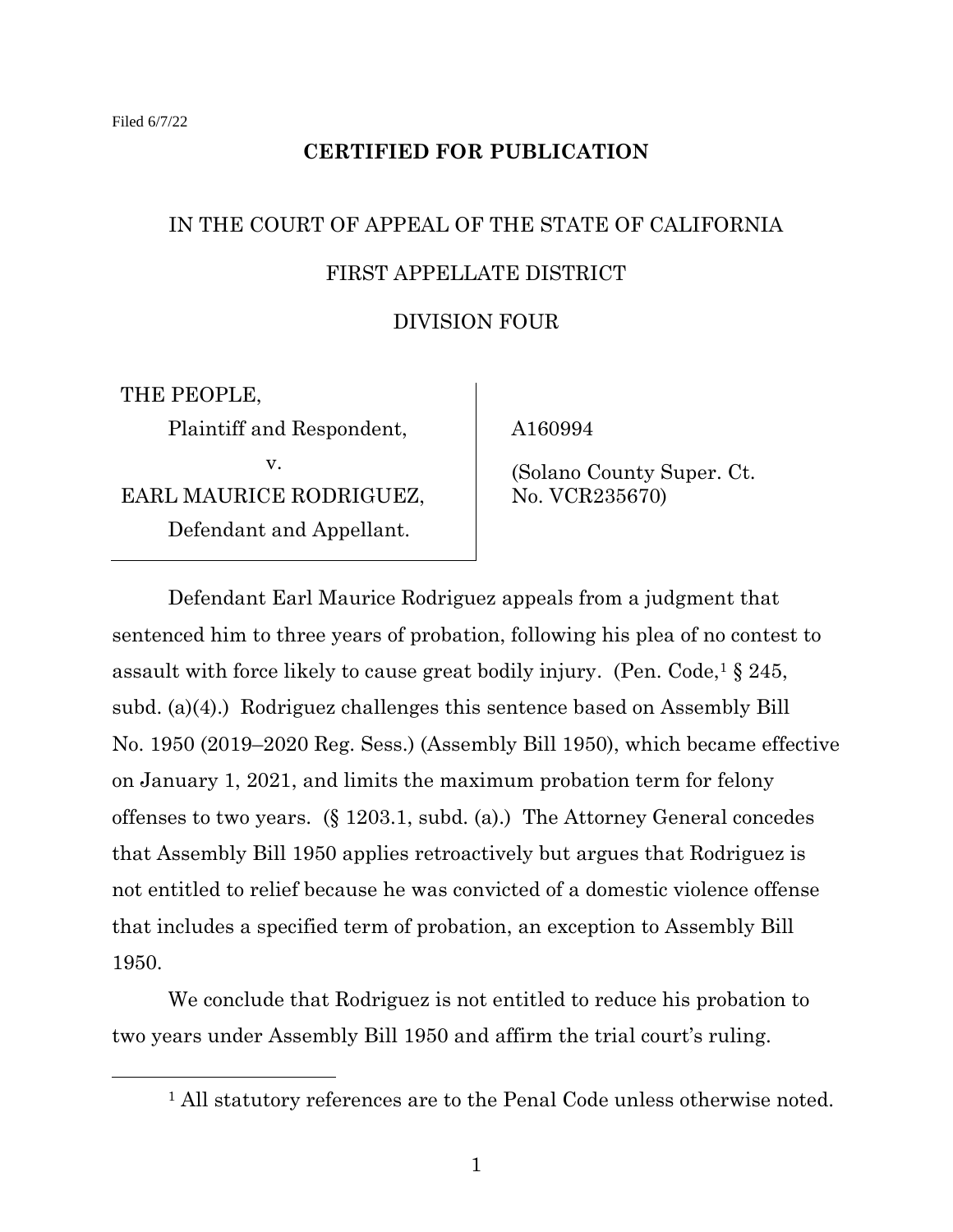Filed 6/7/22

**CERTIFIED FOR PUBLICATION**

IN THE COURT OF APPEAL OF THE STATE OF CALIFORNIA

FIRST APPELLATE DISTRICT

DIVISION FOUR

| | |
|---|---|
| THE PEOPLE,<br>Plaintiff and Respondent,<br>v.<br>EARL MAURICE RODRIGUEZ,<br>Defendant and Appellant. | A160994<br><br>(Solano County Super. Ct. No. VCR235670) |

Defendant Earl Maurice Rodriguez appeals from a judgment that sentenced him to three years of probation, following his plea of no contest to assault with force likely to cause great bodily injury. (Pen. Code,[1] § 245, subd. (a)(4).) Rodriguez challenges this sentence based on Assembly Bill No. 1950 (2019–2020 Reg. Sess.) (Assembly Bill 1950), which became effective on January 1, 2021, and limits the maximum probation term for felony offenses to two years. (§ 1203.1, subd. (a).) The Attorney General concedes that Assembly Bill 1950 applies retroactively but argues that Rodriguez is not entitled to relief because he was convicted of a domestic violence offense that includes a specified term of probation, an exception to Assembly Bill 1950.

We conclude that Rodriguez is not entitled to reduce his probation to two years under Assembly Bill 1950 and affirm the trial court's ruling.

[1] All statutory references are to the Penal Code unless otherwise noted.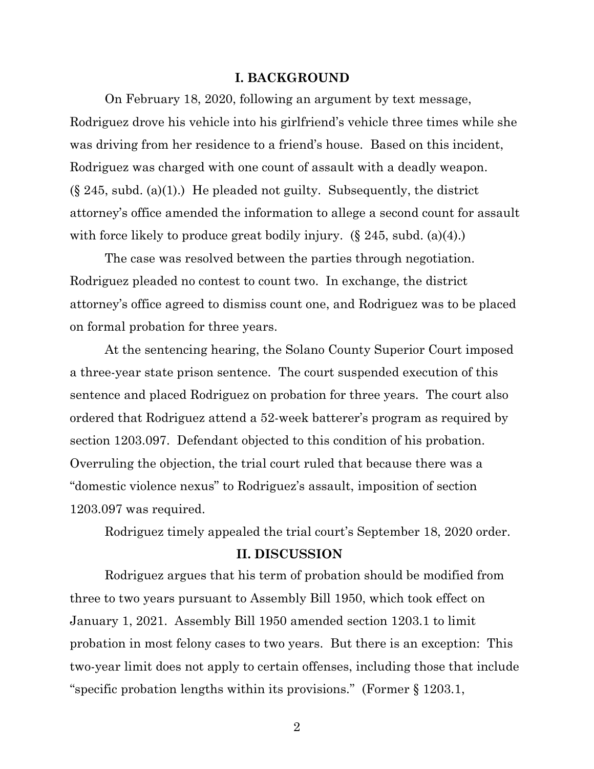## I. BACKGROUND

On February 18, 2020, following an argument by text message, Rodriguez drove his vehicle into his girlfriend's vehicle three times while she was driving from her residence to a friend's house. Based on this incident, Rodriguez was charged with one count of assault with a deadly weapon. (§ 245, subd. (a)(1).) He pleaded not guilty. Subsequently, the district attorney's office amended the information to allege a second count for assault with force likely to produce great bodily injury. (§ 245, subd. (a)(4).)

The case was resolved between the parties through negotiation. Rodriguez pleaded no contest to count two. In exchange, the district attorney's office agreed to dismiss count one, and Rodriguez was to be placed on formal probation for three years.

At the sentencing hearing, the Solano County Superior Court imposed a three-year state prison sentence. The court suspended execution of this sentence and placed Rodriguez on probation for three years. The court also ordered that Rodriguez attend a 52-week batterer's program as required by section 1203.097. Defendant objected to this condition of his probation. Overruling the objection, the trial court ruled that because there was a "domestic violence nexus" to Rodriguez's assault, imposition of section 1203.097 was required.

Rodriguez timely appealed the trial court's September 18, 2020 order.

## II. DISCUSSION

Rodriguez argues that his term of probation should be modified from three to two years pursuant to Assembly Bill 1950, which took effect on January 1, 2021. Assembly Bill 1950 amended section 1203.1 to limit probation in most felony cases to two years. But there is an exception: This two-year limit does not apply to certain offenses, including those that include "specific probation lengths within its provisions." (Former § 1203.1,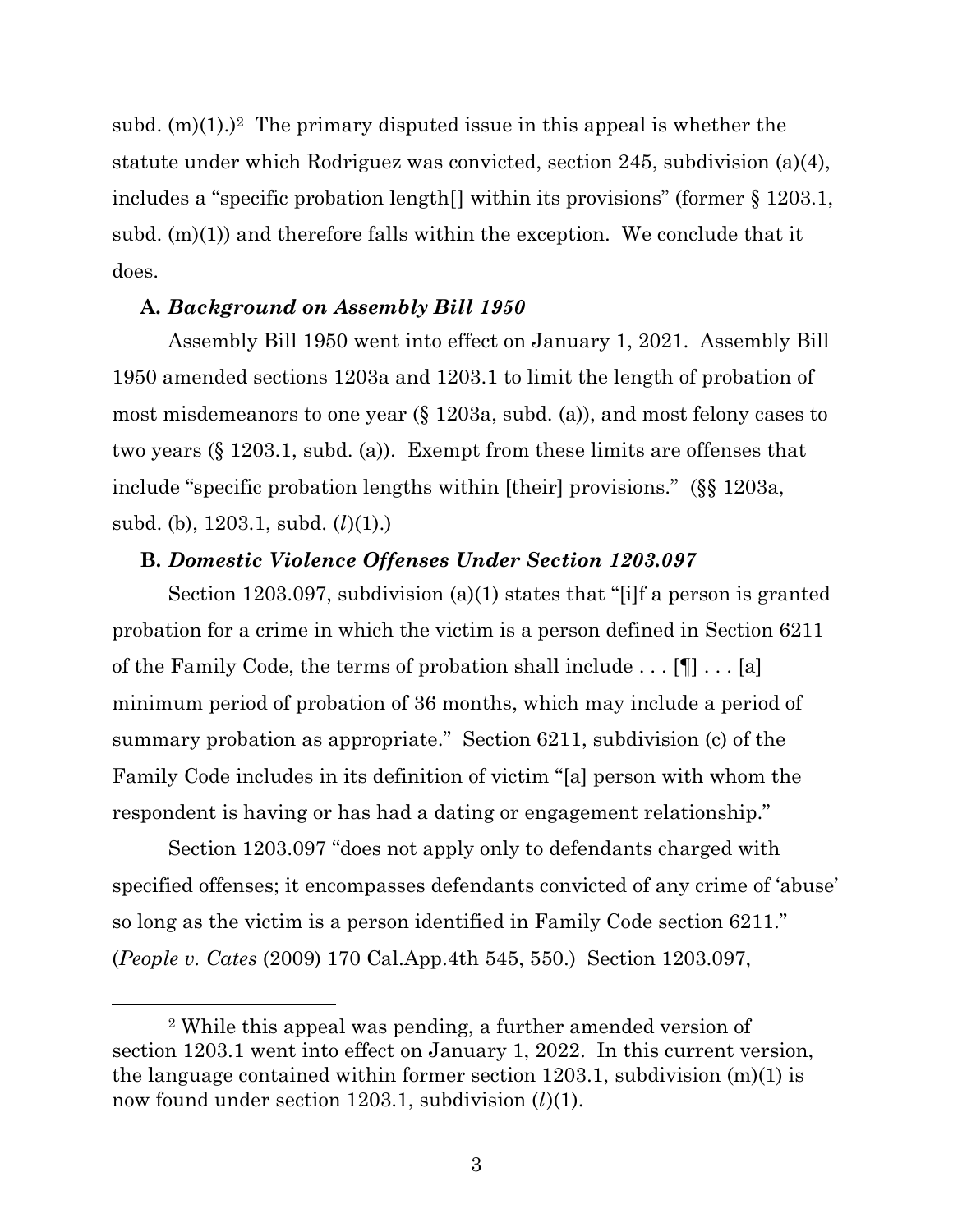subd. (m)(1).)[2] The primary disputed issue in this appeal is whether the statute under which Rodriguez was convicted, section 245, subdivision (a)(4), includes a "specific probation length[] within its provisions" (former § 1203.1, subd. (m)(1)) and therefore falls within the exception. We conclude that it does.

### A. *Background on Assembly Bill 1950*

Assembly Bill 1950 went into effect on January 1, 2021. Assembly Bill 1950 amended sections 1203a and 1203.1 to limit the length of probation of most misdemeanors to one year (§ 1203a, subd. (a)), and most felony cases to two years (§ 1203.1, subd. (a)). Exempt from these limits are offenses that include "specific probation lengths within [their] provisions." (§§ 1203a, subd. (b), 1203.1, subd. (*l*)(1).)

### B. *Domestic Violence Offenses Under Section 1203.097*

Section 1203.097, subdivision (a)(1) states that "[i]f a person is granted probation for a crime in which the victim is a person defined in Section 6211 of the Family Code, the terms of probation shall include . . . [¶] . . . [a] minimum period of probation of 36 months, which may include a period of summary probation as appropriate." Section 6211, subdivision (c) of the Family Code includes in its definition of victim "[a] person with whom the respondent is having or has had a dating or engagement relationship."

Section 1203.097 "does not apply only to defendants charged with specified offenses; it encompasses defendants convicted of any crime of 'abuse' so long as the victim is a person identified in Family Code section 6211." (*People v. Cates* (2009) 170 Cal.App.4th 545, 550.) Section 1203.097,

---

[2] While this appeal was pending, a further amended version of section 1203.1 went into effect on January 1, 2022. In this current version, the language contained within former section 1203.1, subdivision (m)(1) is now found under section 1203.1, subdivision (*l*)(1).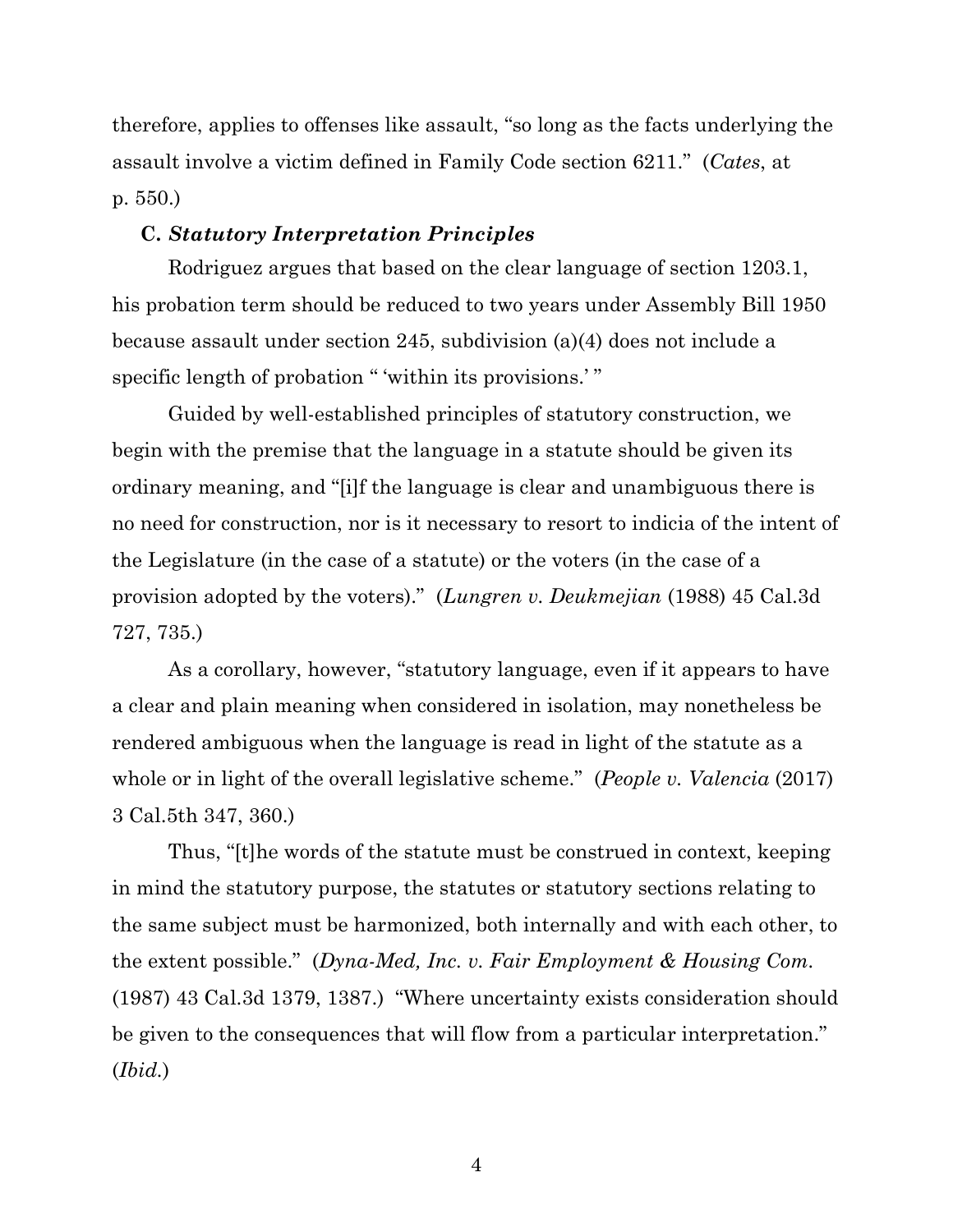therefore, applies to offenses like assault, "so long as the facts underlying the assault involve a victim defined in Family Code section 6211." (*Cates*, at p. 550.)

### C. *Statutory Interpretation Principles*

Rodriguez argues that based on the clear language of section 1203.1, his probation term should be reduced to two years under Assembly Bill 1950 because assault under section 245, subdivision (a)(4) does not include a specific length of probation " 'within its provisions.' "

Guided by well-established principles of statutory construction, we begin with the premise that the language in a statute should be given its ordinary meaning, and "[i]f the language is clear and unambiguous there is no need for construction, nor is it necessary to resort to indicia of the intent of the Legislature (in the case of a statute) or the voters (in the case of a provision adopted by the voters)." (*Lungren v. Deukmejian* (1988) 45 Cal.3d 727, 735.)

As a corollary, however, "statutory language, even if it appears to have a clear and plain meaning when considered in isolation, may nonetheless be rendered ambiguous when the language is read in light of the statute as a whole or in light of the overall legislative scheme." (*People v. Valencia* (2017) 3 Cal.5th 347, 360.)

Thus, "[t]he words of the statute must be construed in context, keeping in mind the statutory purpose, the statutes or statutory sections relating to the same subject must be harmonized, both internally and with each other, to the extent possible." (*Dyna-Med, Inc. v. Fair Employment & Housing Com.* (1987) 43 Cal.3d 1379, 1387.) "Where uncertainty exists consideration should be given to the consequences that will flow from a particular interpretation." (*Ibid.*)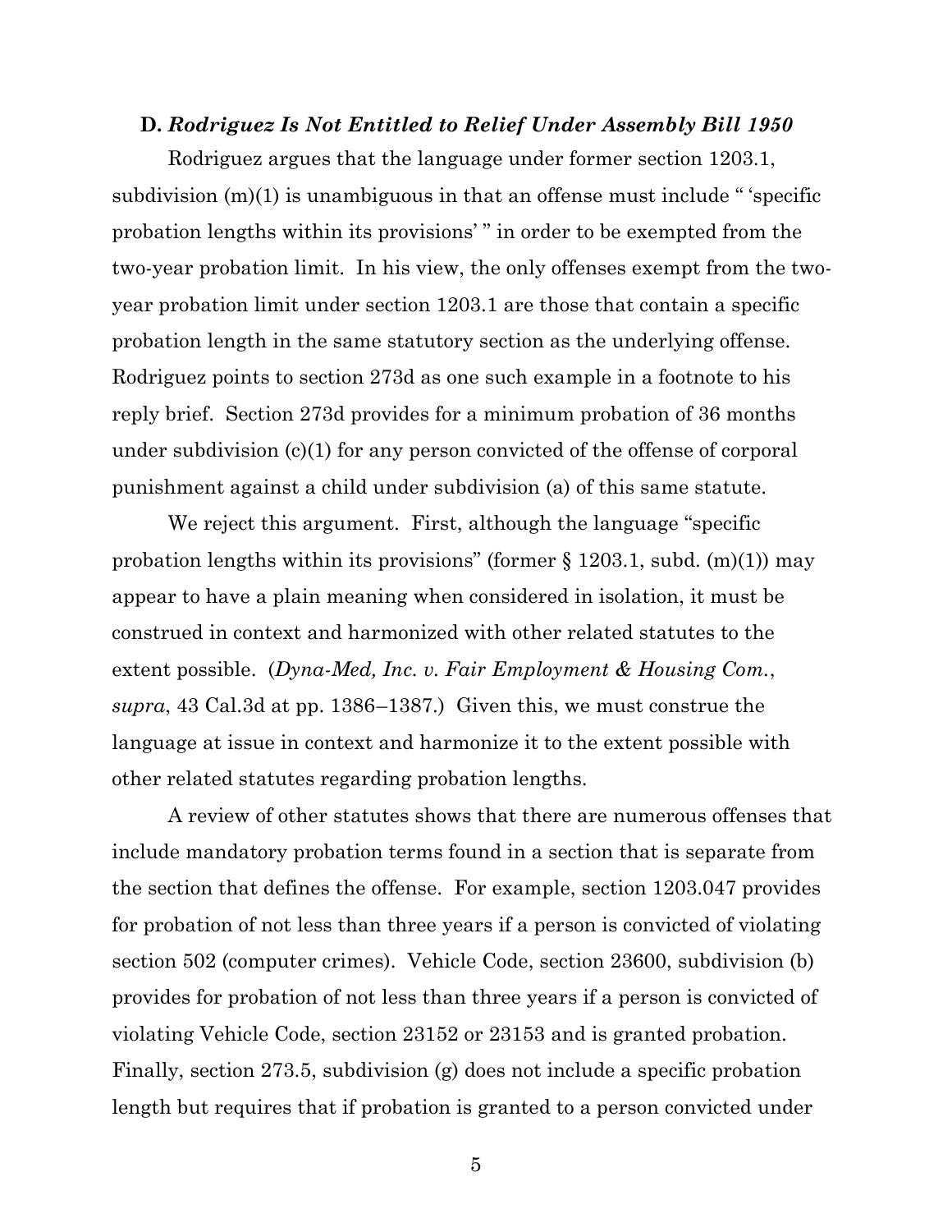### D. *Rodriguez Is Not Entitled to Relief Under Assembly Bill 1950*

Rodriguez argues that the language under former section 1203.1, subdivision (m)(1) is unambiguous in that an offense must include " 'specific probation lengths within its provisions' " in order to be exempted from the two-year probation limit. In his view, the only offenses exempt from the two-year probation limit under section 1203.1 are those that contain a specific probation length in the same statutory section as the underlying offense. Rodriguez points to section 273d as one such example in a footnote to his reply brief. Section 273d provides for a minimum probation of 36 months under subdivision (c)(1) for any person convicted of the offense of corporal punishment against a child under subdivision (a) of this same statute.

We reject this argument. First, although the language "specific probation lengths within its provisions" (former § 1203.1, subd. (m)(1)) may appear to have a plain meaning when considered in isolation, it must be construed in context and harmonized with other related statutes to the extent possible. (*Dyna-Med, Inc. v. Fair Employment & Housing Com.*, *supra*, 43 Cal.3d at pp. 1386–1387.) Given this, we must construe the language at issue in context and harmonize it to the extent possible with other related statutes regarding probation lengths.

A review of other statutes shows that there are numerous offenses that include mandatory probation terms found in a section that is separate from the section that defines the offense. For example, section 1203.047 provides for probation of not less than three years if a person is convicted of violating section 502 (computer crimes). Vehicle Code, section 23600, subdivision (b) provides for probation of not less than three years if a person is convicted of violating Vehicle Code, section 23152 or 23153 and is granted probation. Finally, section 273.5, subdivision (g) does not include a specific probation length but requires that if probation is granted to a person convicted under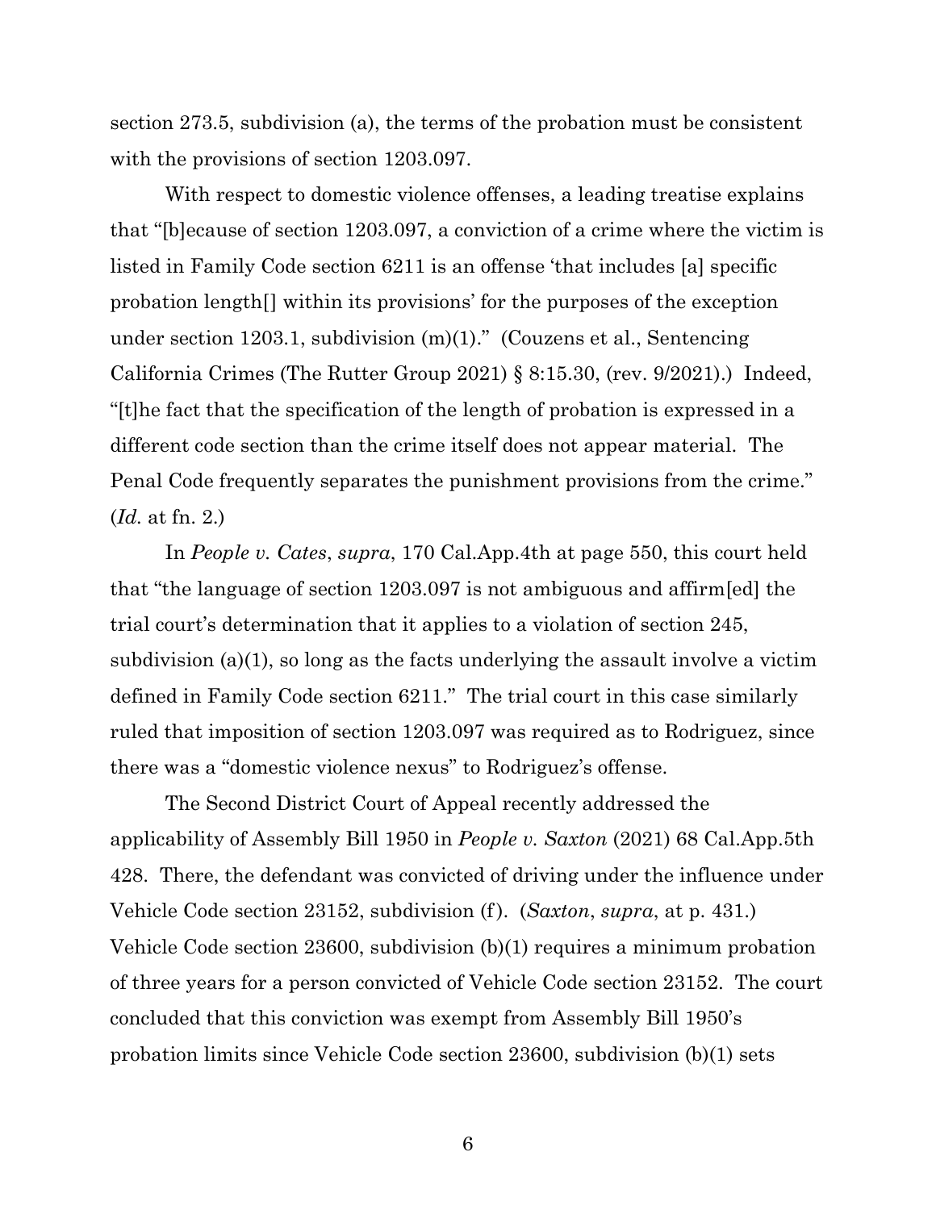section 273.5, subdivision (a), the terms of the probation must be consistent with the provisions of section 1203.097.

With respect to domestic violence offenses, a leading treatise explains that "[b]ecause of section 1203.097, a conviction of a crime where the victim is listed in Family Code section 6211 is an offense 'that includes [a] specific probation length[] within its provisions' for the purposes of the exception under section 1203.1, subdivision (m)(1)." (Couzens et al., Sentencing California Crimes (The Rutter Group 2021) § 8:15.30, (rev. 9/2021).) Indeed, "[t]he fact that the specification of the length of probation is expressed in a different code section than the crime itself does not appear material. The Penal Code frequently separates the punishment provisions from the crime." (*Id.* at fn. 2.)

In *People v. Cates*, *supra*, 170 Cal.App.4th at page 550, this court held that "the language of section 1203.097 is not ambiguous and affirm[ed] the trial court's determination that it applies to a violation of section 245, subdivision (a)(1), so long as the facts underlying the assault involve a victim defined in Family Code section 6211." The trial court in this case similarly ruled that imposition of section 1203.097 was required as to Rodriguez, since there was a "domestic violence nexus" to Rodriguez's offense.

The Second District Court of Appeal recently addressed the applicability of Assembly Bill 1950 in *People v. Saxton* (2021) 68 Cal.App.5th 428. There, the defendant was convicted of driving under the influence under Vehicle Code section 23152, subdivision (f). (*Saxton*, *supra*, at p. 431.) Vehicle Code section 23600, subdivision (b)(1) requires a minimum probation of three years for a person convicted of Vehicle Code section 23152. The court concluded that this conviction was exempt from Assembly Bill 1950's probation limits since Vehicle Code section 23600, subdivision (b)(1) sets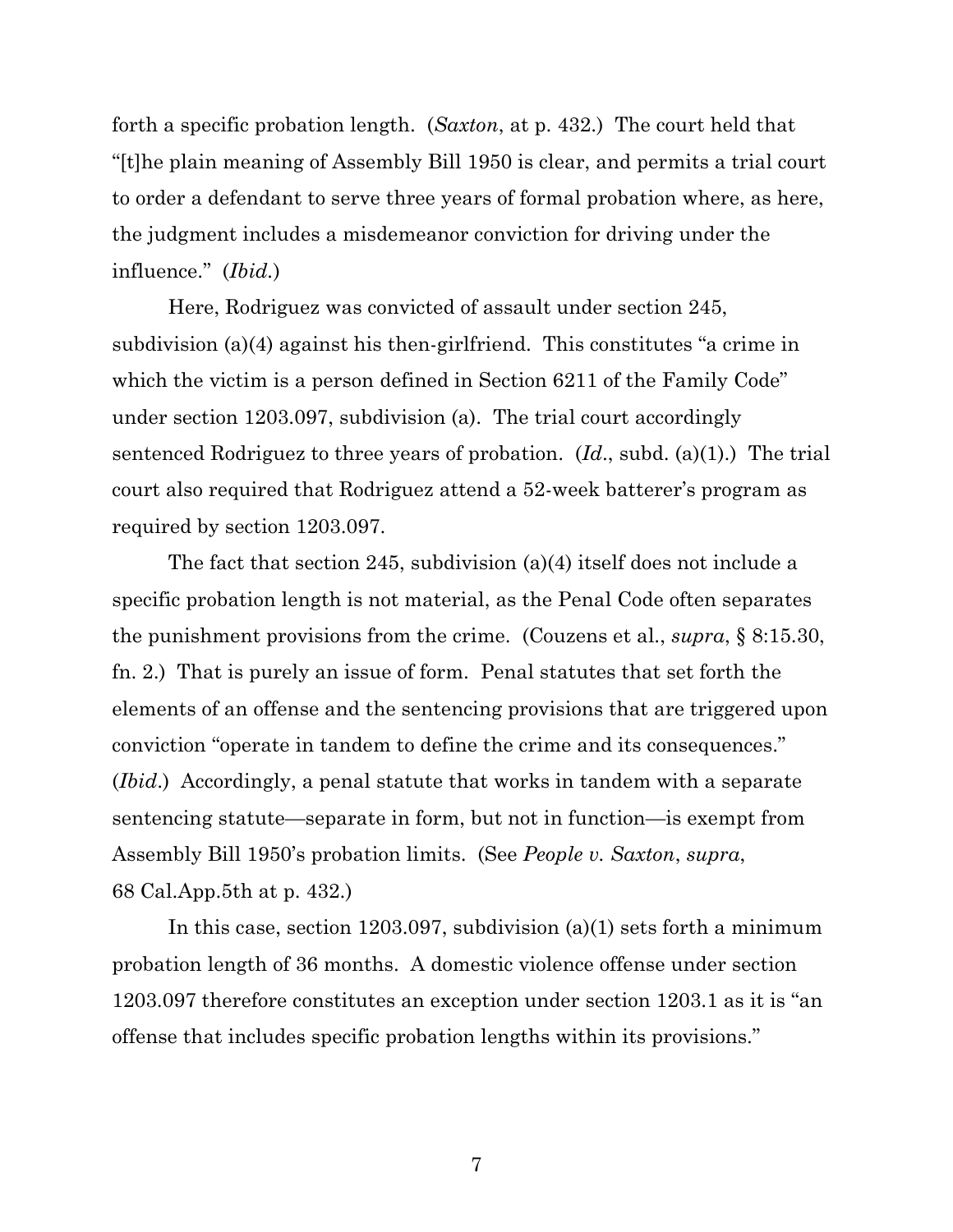forth a specific probation length. (*Saxton*, at p. 432.) The court held that "[t]he plain meaning of Assembly Bill 1950 is clear, and permits a trial court to order a defendant to serve three years of formal probation where, as here, the judgment includes a misdemeanor conviction for driving under the influence." (*Ibid.*)

Here, Rodriguez was convicted of assault under section 245, subdivision (a)(4) against his then-girlfriend. This constitutes "a crime in which the victim is a person defined in Section 6211 of the Family Code" under section 1203.097, subdivision (a). The trial court accordingly sentenced Rodriguez to three years of probation. (*Id.*, subd. (a)(1).) The trial court also required that Rodriguez attend a 52-week batterer's program as required by section 1203.097.

The fact that section 245, subdivision (a)(4) itself does not include a specific probation length is not material, as the Penal Code often separates the punishment provisions from the crime. (Couzens et al., *supra*, § 8:15.30, fn. 2.) That is purely an issue of form. Penal statutes that set forth the elements of an offense and the sentencing provisions that are triggered upon conviction "operate in tandem to define the crime and its consequences." (*Ibid.*) Accordingly, a penal statute that works in tandem with a separate sentencing statute—separate in form, but not in function—is exempt from Assembly Bill 1950's probation limits. (See *People v. Saxton*, *supra*, 68 Cal.App.5th at p. 432.)

In this case, section 1203.097, subdivision (a)(1) sets forth a minimum probation length of 36 months. A domestic violence offense under section 1203.097 therefore constitutes an exception under section 1203.1 as it is "an offense that includes specific probation lengths within its provisions."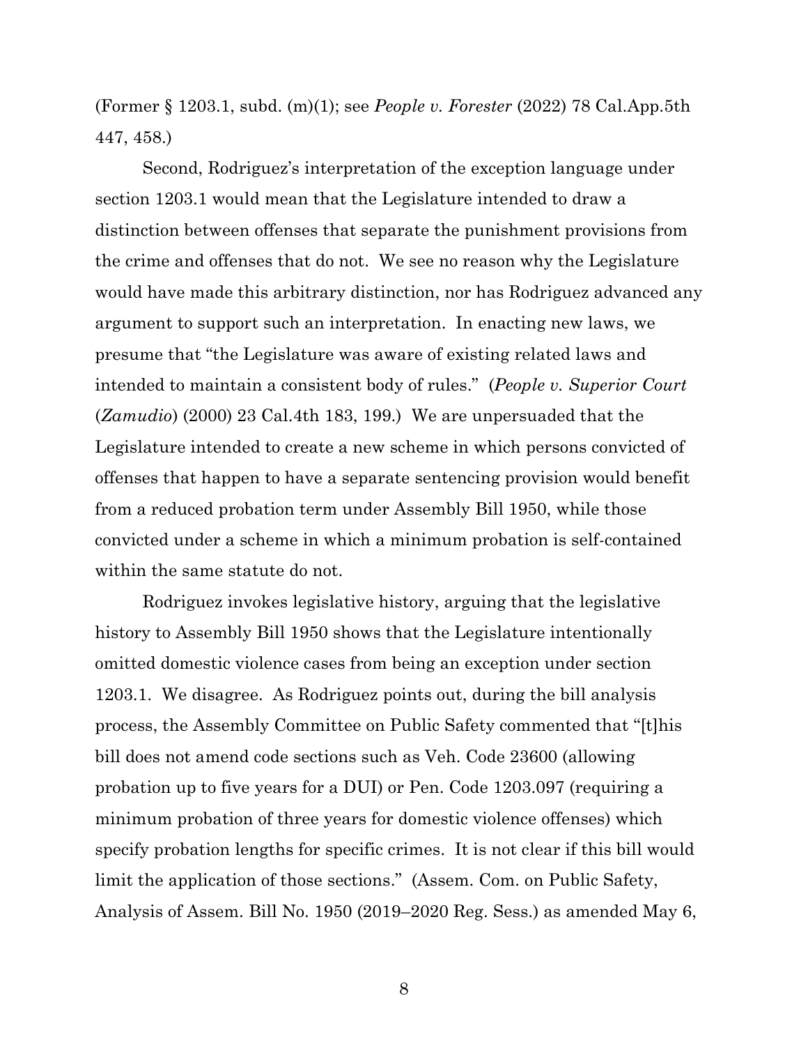(Former § 1203.1, subd. (m)(1); see *People v. Forester* (2022) 78 Cal.App.5th 447, 458.)

Second, Rodriguez's interpretation of the exception language under section 1203.1 would mean that the Legislature intended to draw a distinction between offenses that separate the punishment provisions from the crime and offenses that do not. We see no reason why the Legislature would have made this arbitrary distinction, nor has Rodriguez advanced any argument to support such an interpretation. In enacting new laws, we presume that "the Legislature was aware of existing related laws and intended to maintain a consistent body of rules." (*People v. Superior Court* (*Zamudio*) (2000) 23 Cal.4th 183, 199.) We are unpersuaded that the Legislature intended to create a new scheme in which persons convicted of offenses that happen to have a separate sentencing provision would benefit from a reduced probation term under Assembly Bill 1950, while those convicted under a scheme in which a minimum probation is self-contained within the same statute do not.

Rodriguez invokes legislative history, arguing that the legislative history to Assembly Bill 1950 shows that the Legislature intentionally omitted domestic violence cases from being an exception under section 1203.1. We disagree. As Rodriguez points out, during the bill analysis process, the Assembly Committee on Public Safety commented that "[t]his bill does not amend code sections such as Veh. Code 23600 (allowing probation up to five years for a DUI) or Pen. Code 1203.097 (requiring a minimum probation of three years for domestic violence offenses) which specify probation lengths for specific crimes. It is not clear if this bill would limit the application of those sections." (Assem. Com. on Public Safety, Analysis of Assem. Bill No. 1950 (2019–2020 Reg. Sess.) as amended May 6,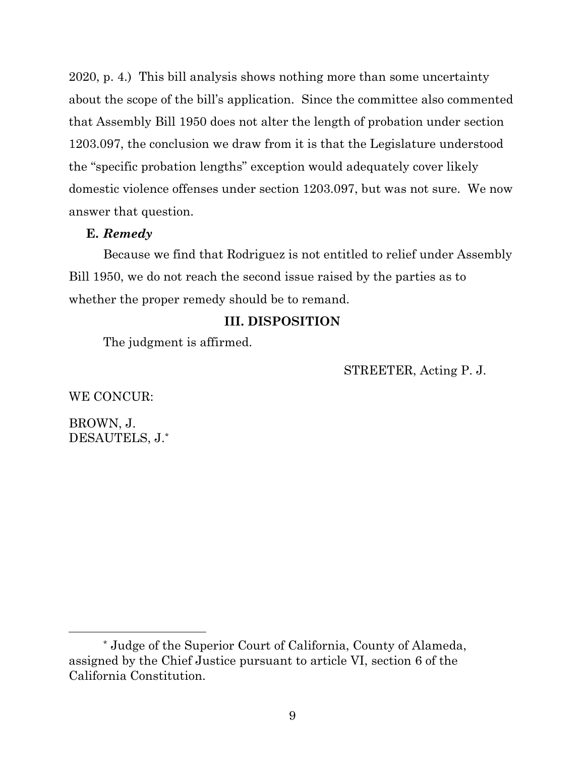2020, p. 4.) This bill analysis shows nothing more than some uncertainty about the scope of the bill's application. Since the committee also commented that Assembly Bill 1950 does not alter the length of probation under section 1203.097, the conclusion we draw from it is that the Legislature understood the "specific probation lengths" exception would adequately cover likely domestic violence offenses under section 1203.097, but was not sure. We now answer that question.

**E. *Remedy***

Because we find that Rodriguez is not entitled to relief under Assembly Bill 1950, we do not reach the second issue raised by the parties as to whether the proper remedy should be to remand.

**III. DISPOSITION**

The judgment is affirmed.

STREETER, Acting P. J.

WE CONCUR:

BROWN, J.
DESAUTELS, J.*

---

\* Judge of the Superior Court of California, County of Alameda, assigned by the Chief Justice pursuant to article VI, section 6 of the California Constitution.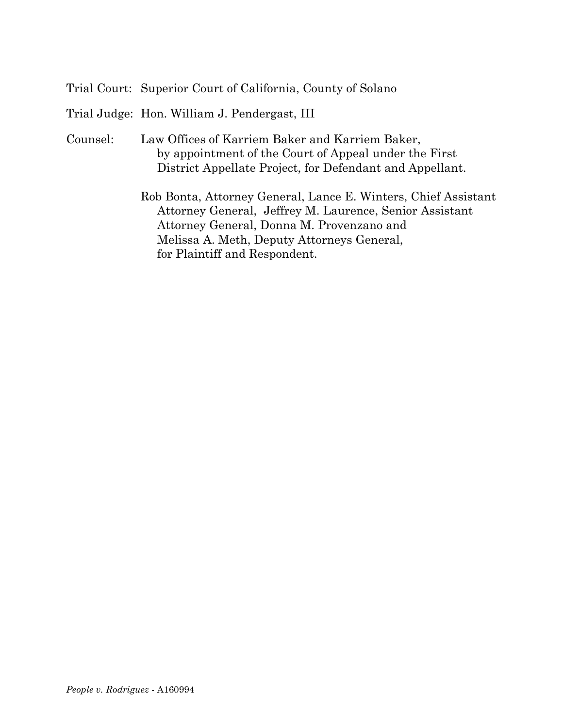Trial Court: Superior Court of California, County of Solano

Trial Judge: Hon. William J. Pendergast, III

Counsel: Law Offices of Karriem Baker and Karriem Baker, by appointment of the Court of Appeal under the First District Appellate Project, for Defendant and Appellant.

Rob Bonta, Attorney General, Lance E. Winters, Chief Assistant Attorney General, Jeffrey M. Laurence, Senior Assistant Attorney General, Donna M. Provenzano and Melissa A. Meth, Deputy Attorneys General, for Plaintiff and Respondent.